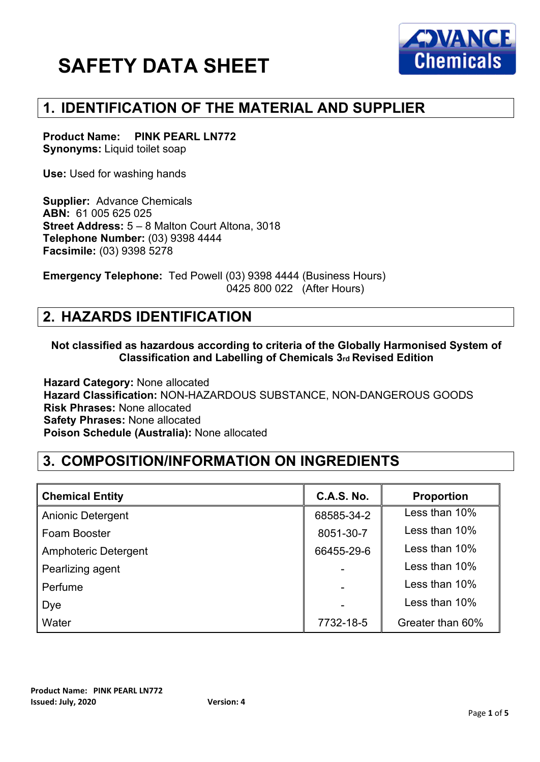# SAFETY DATA SHEET

## 1. IDENTIFICATION OF THE MATERIAL AND SUPPLIER

**Product Name:** **PINK PEARL LN772**
**Synonyms:** Liquid toilet soap

**Use:** Used for washing hands

**Supplier:** Advance Chemicals
**ABN:** 61 005 625 025
**Street Address:** 5 – 8 Malton Court Altona, 3018
**Telephone Number:** (03) 9398 4444
**Facsimile:** (03) 9398 5278

**Emergency Telephone:** Ted Powell (03) 9398 4444 (Business Hours)
0425 800 022 (After Hours)

## 2. HAZARDS IDENTIFICATION

**Not classified as hazardous according to criteria of the Globally Harmonised System of Classification and Labelling of Chemicals 3rd Revised Edition**

**Hazard Category:** None allocated
**Hazard Classification:** NON-HAZARDOUS SUBSTANCE, NON-DANGEROUS GOODS
**Risk Phrases:** None allocated
**Safety Phrases:** None allocated
**Poison Schedule (Australia):** None allocated

## 3. COMPOSITION/INFORMATION ON INGREDIENTS

| Chemical Entity | C.A.S. No. | Proportion |
|---|---|---|
| Anionic Detergent | 68585-34-2 | Less than 10% |
| Foam Booster | 8051-30-7 | Less than 10% |
| Amphoteric Detergent | 66455-29-6 | Less than 10% |
| Pearlizing agent | - | Less than 10% |
| Perfume | - | Less than 10% |
| Dye | - | Less than 10% |
| Water | 7732-18-5 | Greater than 60% |

**Product Name:** **PINK PEARL LN772**
**Issued: July, 2020** **Version: 4**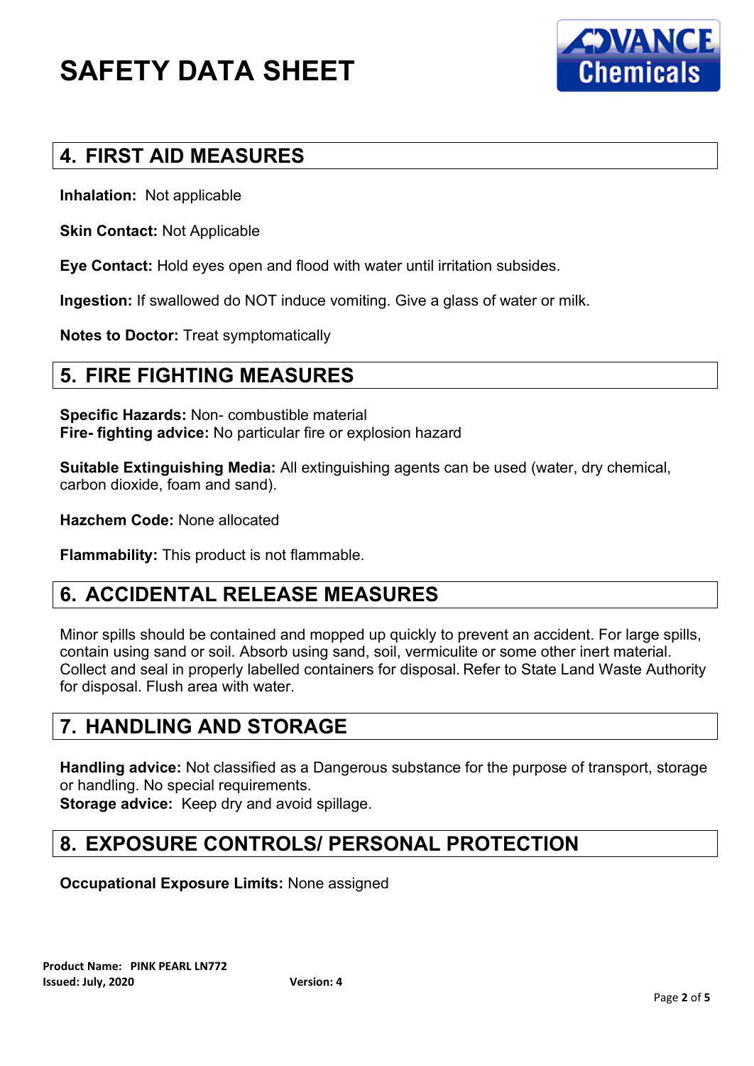# SAFETY DATA SHEET

## 4. FIRST AID MEASURES

**Inhalation:** Not applicable

**Skin Contact:** Not Applicable

**Eye Contact:** Hold eyes open and flood with water until irritation subsides.

**Ingestion:** If swallowed do NOT induce vomiting. Give a glass of water or milk.

**Notes to Doctor:** Treat symptomatically

## 5. FIRE FIGHTING MEASURES

**Specific Hazards:** Non- combustible material
**Fire- fighting advice:** No particular fire or explosion hazard

**Suitable Extinguishing Media:** All extinguishing agents can be used (water, dry chemical, carbon dioxide, foam and sand).

**Hazchem Code:** None allocated

**Flammability:** This product is not flammable.

## 6. ACCIDENTAL RELEASE MEASURES

Minor spills should be contained and mopped up quickly to prevent an accident. For large spills, contain using sand or soil. Absorb using sand, soil, vermiculite or some other inert material. Collect and seal in properly labelled containers for disposal. Refer to State Land Waste Authority for disposal. Flush area with water.

## 7. HANDLING AND STORAGE

**Handling advice:** Not classified as a Dangerous substance for the purpose of transport, storage or handling. No special requirements.
**Storage advice:** Keep dry and avoid spillage.

## 8. EXPOSURE CONTROLS/ PERSONAL PROTECTION

**Occupational Exposure Limits:** None assigned

**Product Name: PINK PEARL LN772**
**Issued: July, 2020** **Version: 4**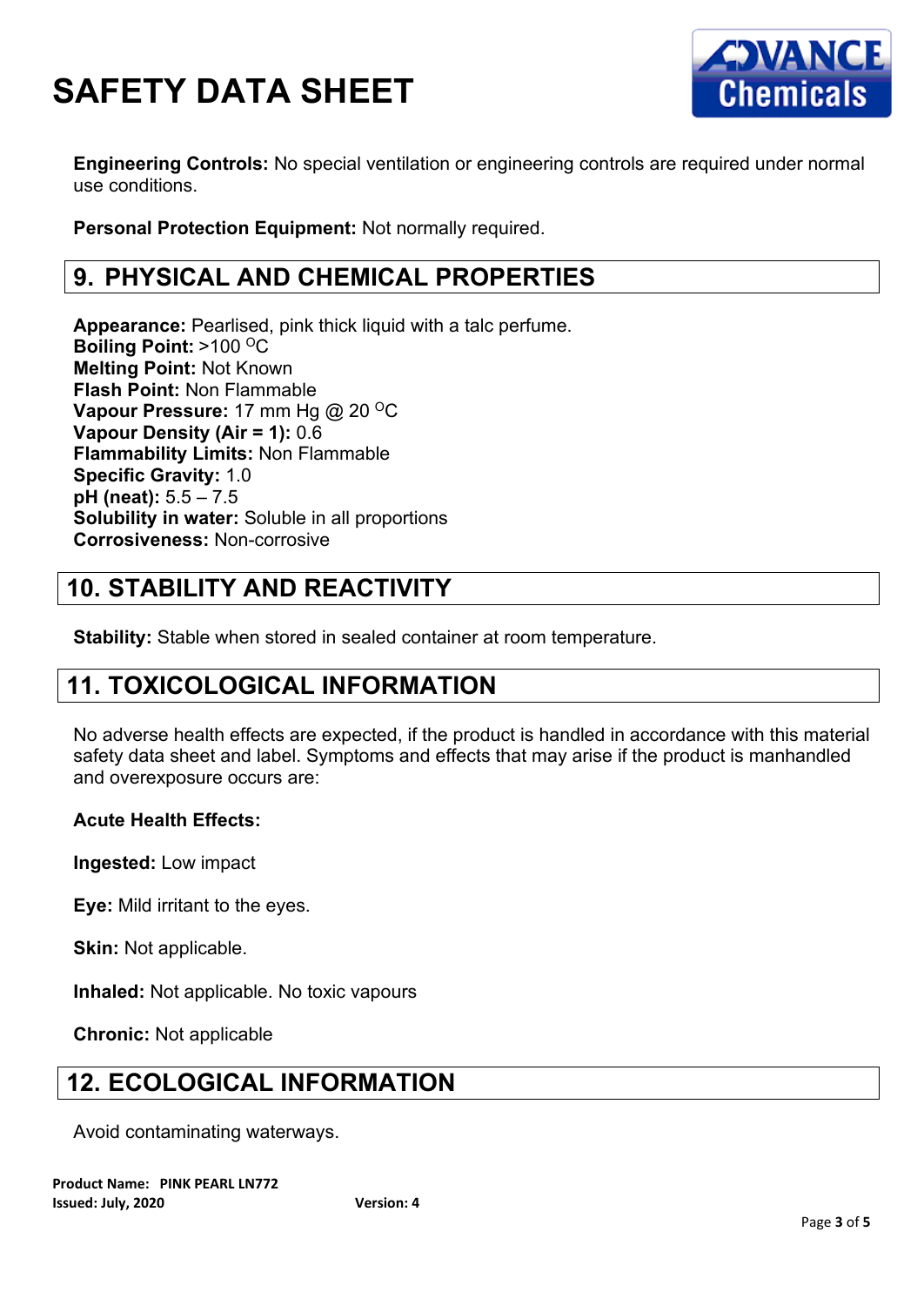**Engineering Controls:** No special ventilation or engineering controls are required under normal use conditions.

**Personal Protection Equipment:** Not normally required.

## 9. PHYSICAL AND CHEMICAL PROPERTIES

**Appearance:** Pearlised, pink thick liquid with a talc perfume.
**Boiling Point:** >100 $^{O}$C
**Melting Point:** Not Known
**Flash Point:** Non Flammable
**Vapour Pressure:** 17 mm Hg @ 20 $^{O}$C
**Vapour Density (Air = 1):** 0.6
**Flammability Limits:** Non Flammable
**Specific Gravity:** 1.0
**pH (neat):** 5.5 – 7.5
**Solubility in water:** Soluble in all proportions
**Corrosiveness:** Non-corrosive

## 10. STABILITY AND REACTIVITY

**Stability:** Stable when stored in sealed container at room temperature.

## 11. TOXICOLOGICAL INFORMATION

No adverse health effects are expected, if the product is handled in accordance with this material safety data sheet and label. Symptoms and effects that may arise if the product is manhandled and overexposure occurs are:

**Acute Health Effects:**

**Ingested:** Low impact

**Eye:** Mild irritant to the eyes.

**Skin:** Not applicable.

**Inhaled:** Not applicable. No toxic vapours

**Chronic:** Not applicable

## 12. ECOLOGICAL INFORMATION

Avoid contaminating waterways.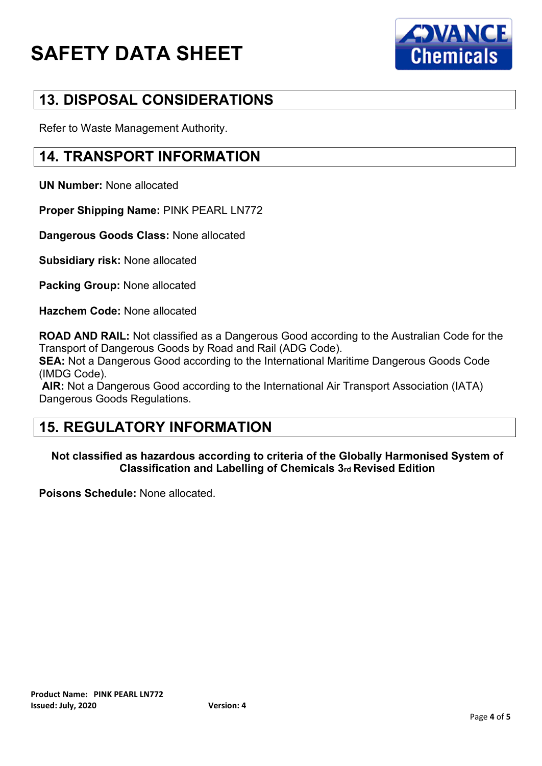## 13. DISPOSAL CONSIDERATIONS

Refer to Waste Management Authority.

## 14. TRANSPORT INFORMATION

**UN Number:** None allocated

**Proper Shipping Name:** PINK PEARL LN772

**Dangerous Goods Class:** None allocated

**Subsidiary risk:** None allocated

**Packing Group:** None allocated

**Hazchem Code:** None allocated

**ROAD AND RAIL:** Not classified as a Dangerous Good according to the Australian Code for the Transport of Dangerous Goods by Road and Rail (ADG Code).
**SEA:** Not a Dangerous Good according to the International Maritime Dangerous Goods Code (IMDG Code).
**AIR:** Not a Dangerous Good according to the International Air Transport Association (IATA) Dangerous Goods Regulations.

## 15. REGULATORY INFORMATION

**Not classified as hazardous according to criteria of the Globally Harmonised System of Classification and Labelling of Chemicals 3rd Revised Edition**

**Poisons Schedule:** None allocated.

**Product Name: PINK PEARL LN772**
**Issued: July, 2020** **Version: 4**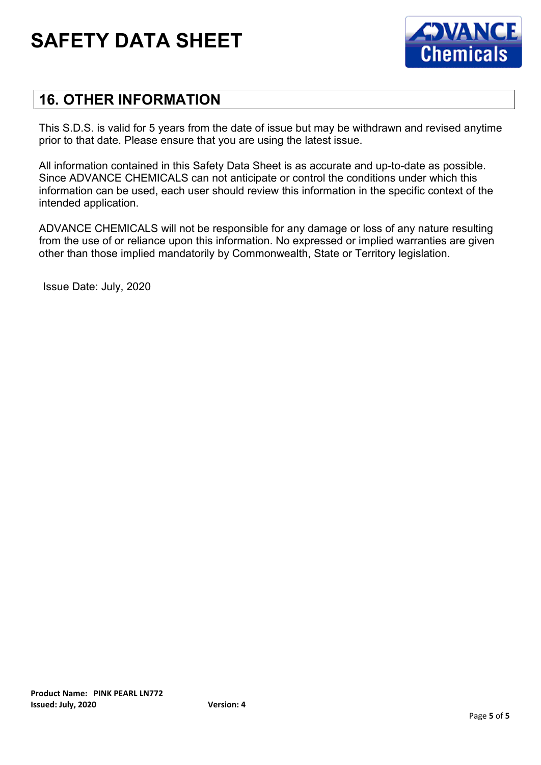## 16. OTHER INFORMATION

This S.D.S. is valid for 5 years from the date of issue but may be withdrawn and revised anytime prior to that date. Please ensure that you are using the latest issue.

All information contained in this Safety Data Sheet is as accurate and up-to-date as possible. Since ADVANCE CHEMICALS can not anticipate or control the conditions under which this information can be used, each user should review this information in the specific context of the intended application.

ADVANCE CHEMICALS will not be responsible for any damage or loss of any nature resulting from the use of or reliance upon this information. No expressed or implied warranties are given other than those implied mandatorily by Commonwealth, State or Territory legislation.

Issue Date: July, 2020